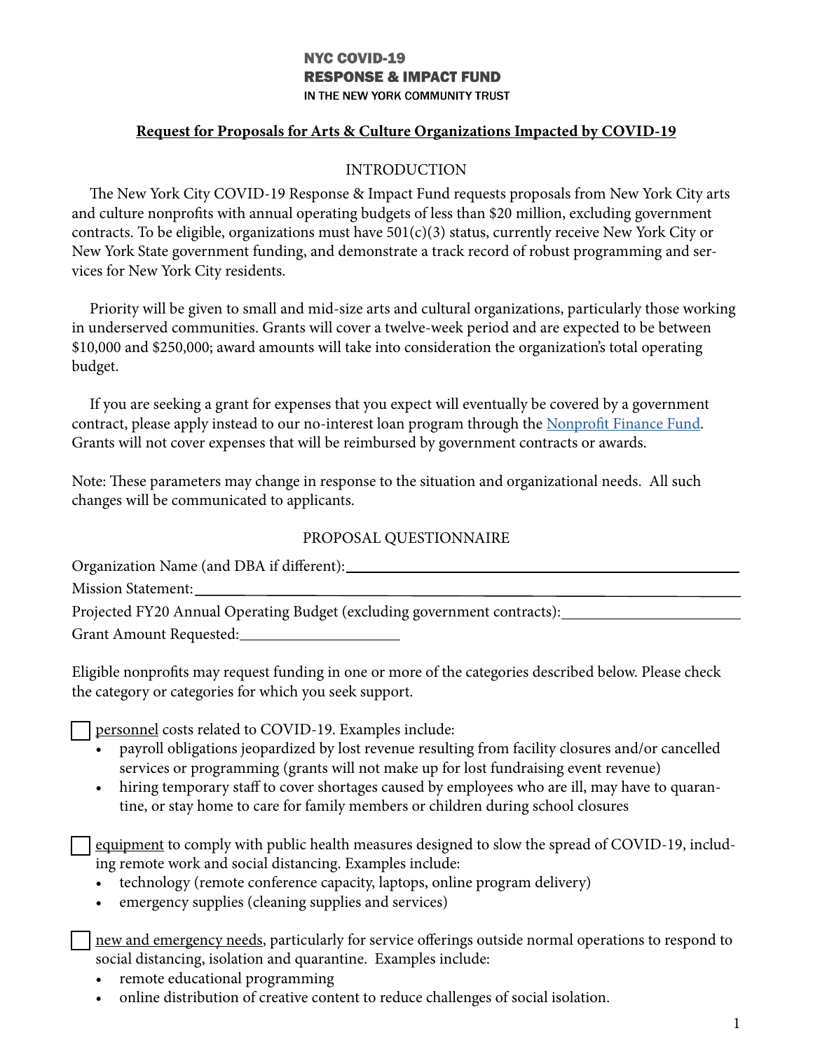**NYC COVID-19**
**RESPONSE & IMPACT FUND**
IN THE NEW YORK COMMUNITY TRUST

## Request for Proposals for Arts & Culture Organizations Impacted by COVID-19

### INTRODUCTION

The New York City COVID-19 Response & Impact Fund requests proposals from New York City arts and culture nonprofits with annual operating budgets of less than $20 million, excluding government contracts. To be eligible, organizations must have 501(c)(3) status, currently receive New York City or New York State government funding, and demonstrate a track record of robust programming and services for New York City residents.

Priority will be given to small and mid-size arts and cultural organizations, particularly those working in underserved communities. Grants will cover a twelve-week period and are expected to be between $10,000 and $250,000; award amounts will take into consideration the organization's total operating budget.

If you are seeking a grant for expenses that you expect will eventually be covered by a government contract, please apply instead to our no-interest loan program through the Nonprofit Finance Fund. Grants will not cover expenses that will be reimbursed by government contracts or awards.

Note: These parameters may change in response to the situation and organizational needs. All such changes will be communicated to applicants.

### PROPOSAL QUESTIONNAIRE

Organization Name (and DBA if different): ______________________________

Mission Statement: ______________________________

Projected FY20 Annual Operating Budget (excluding government contracts): ______________________________

Grant Amount Requested: ____________________

Eligible nonprofits may request funding in one or more of the categories described below. Please check the category or categories for which you seek support.

☐ personnel costs related to COVID-19. Examples include:
- payroll obligations jeopardized by lost revenue resulting from facility closures and/or cancelled services or programming (grants will not make up for lost fundraising event revenue)
- hiring temporary staff to cover shortages caused by employees who are ill, may have to quarantine, or stay home to care for family members or children during school closures

☐ equipment to comply with public health measures designed to slow the spread of COVID-19, including remote work and social distancing. Examples include:
- technology (remote conference capacity, laptops, online program delivery)
- emergency supplies (cleaning supplies and services)

☐ new and emergency needs, particularly for service offerings outside normal operations to respond to social distancing, isolation and quarantine. Examples include:
- remote educational programming
- online distribution of creative content to reduce challenges of social isolation.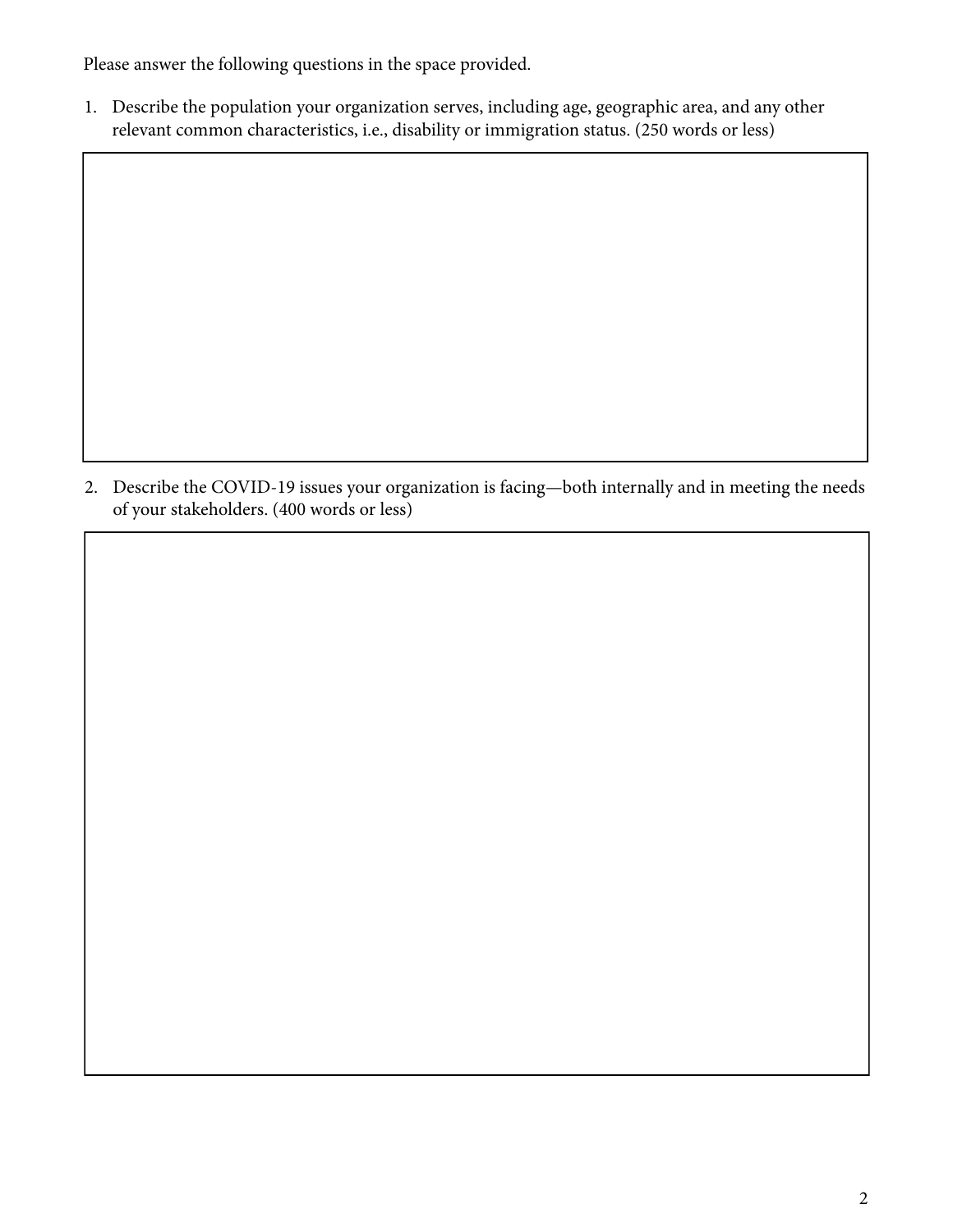Please answer the following questions in the space provided.

1. Describe the population your organization serves, including age, geographic area, and any other relevant common characteristics, i.e., disability or immigration status. (250 words or less)

2. Describe the COVID-19 issues your organization is facing—both internally and in meeting the needs of your stakeholders. (400 words or less)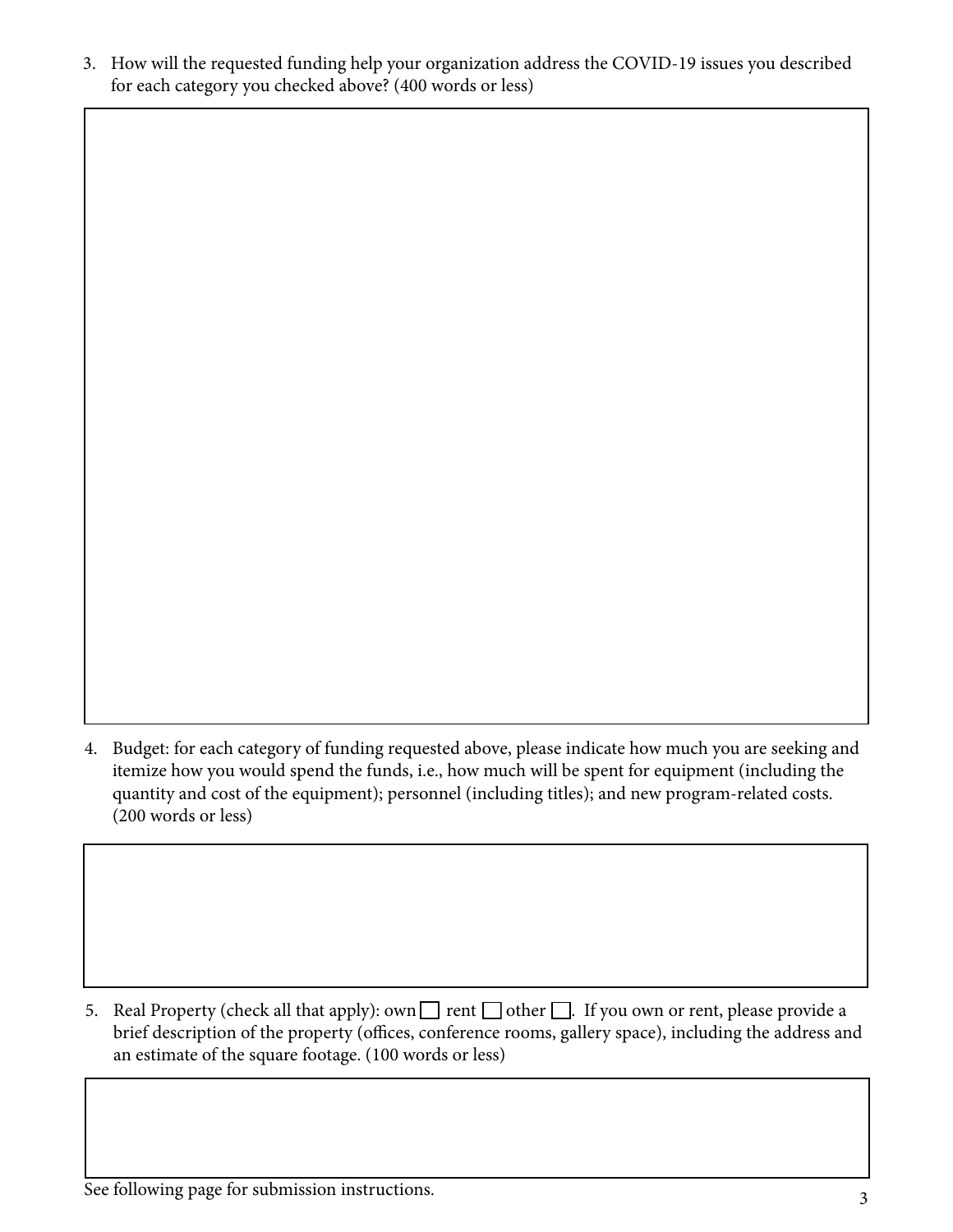3. How will the requested funding help your organization address the COVID-19 issues you described for each category you checked above? (400 words or less)

4. Budget: for each category of funding requested above, please indicate how much you are seeking and itemize how you would spend the funds, i.e., how much will be spent for equipment (including the quantity and cost of the equipment); personnel (including titles); and new program-related costs. (200 words or less)

5. Real Property (check all that apply): own ☐ rent ☐ other ☐. If you own or rent, please provide a brief description of the property (offices, conference rooms, gallery space), including the address and an estimate of the square footage. (100 words or less)

See following page for submission instructions.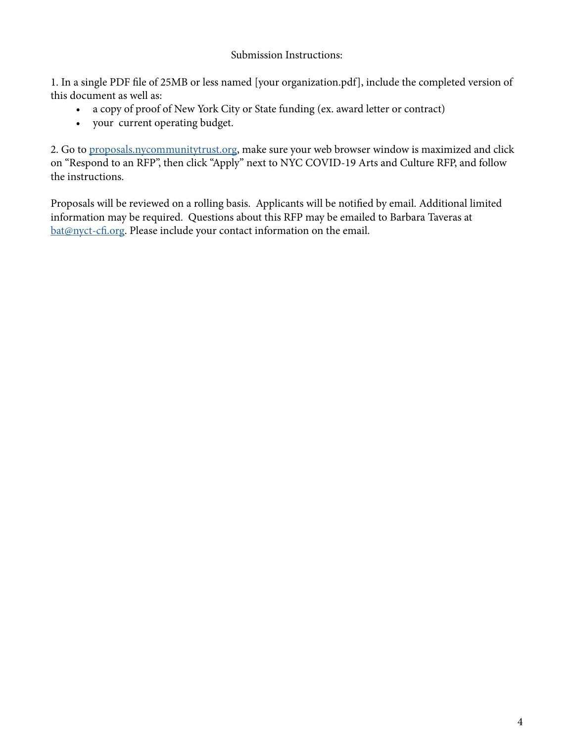Submission Instructions:

1. In a single PDF file of 25MB or less named [your organization.pdf], include the completed version of this document as well as:
   - a copy of proof of New York City or State funding (ex. award letter or contract)
   - your current operating budget.

2. Go to [proposals.nycommunitytrust.org](http://proposals.nycommunitytrust.org), make sure your web browser window is maximized and click on "Respond to an RFP", then click "Apply" next to NYC COVID-19 Arts and Culture RFP, and follow the instructions.

Proposals will be reviewed on a rolling basis. Applicants will be notified by email. Additional limited information may be required. Questions about this RFP may be emailed to Barbara Taveras at [bat@nyct-cfi.org](mailto:bat@nyct-cfi.org). Please include your contact information on the email.